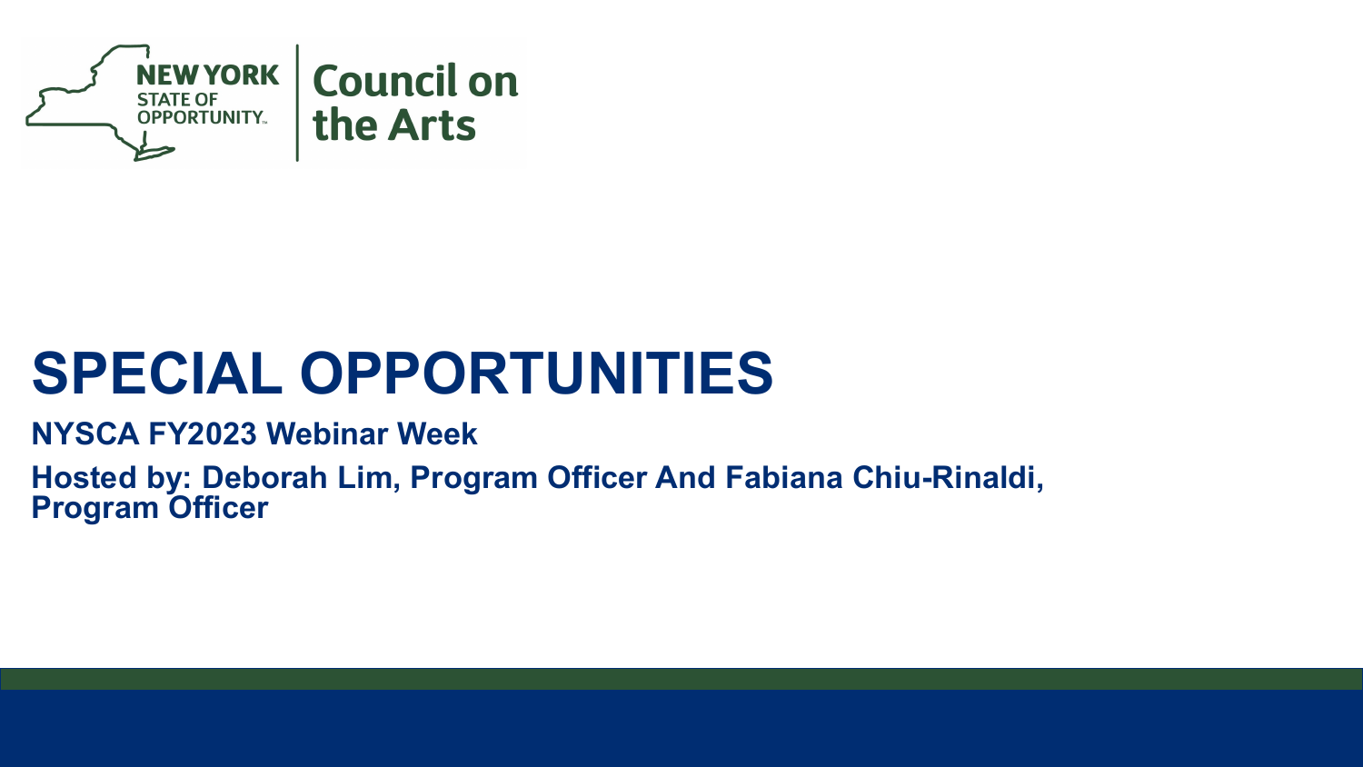NEW YORK STATE OF OPPORTUNITY. | Council on the Arts

# SPECIAL OPPORTUNITIES

**NYSCA FY2023 Webinar Week**

**Hosted by: Deborah Lim, Program Officer And Fabiana Chiu-Rinaldi, Program Officer**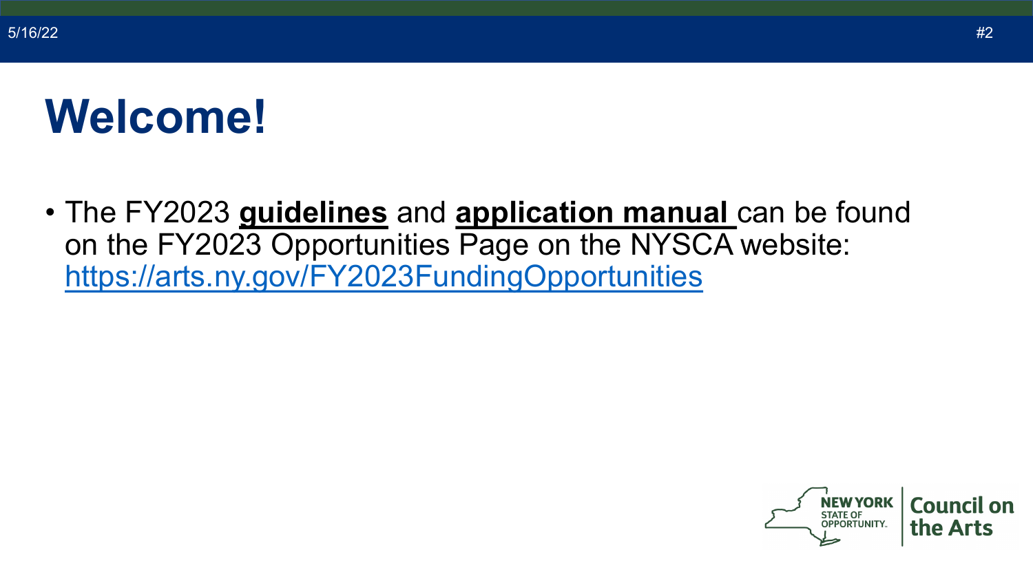# Welcome!

- The FY2023 **guidelines** and **application manual** can be found on the FY2023 Opportunities Page on the NYSCA website: https://arts.ny.gov/FY2023FundingOpportunities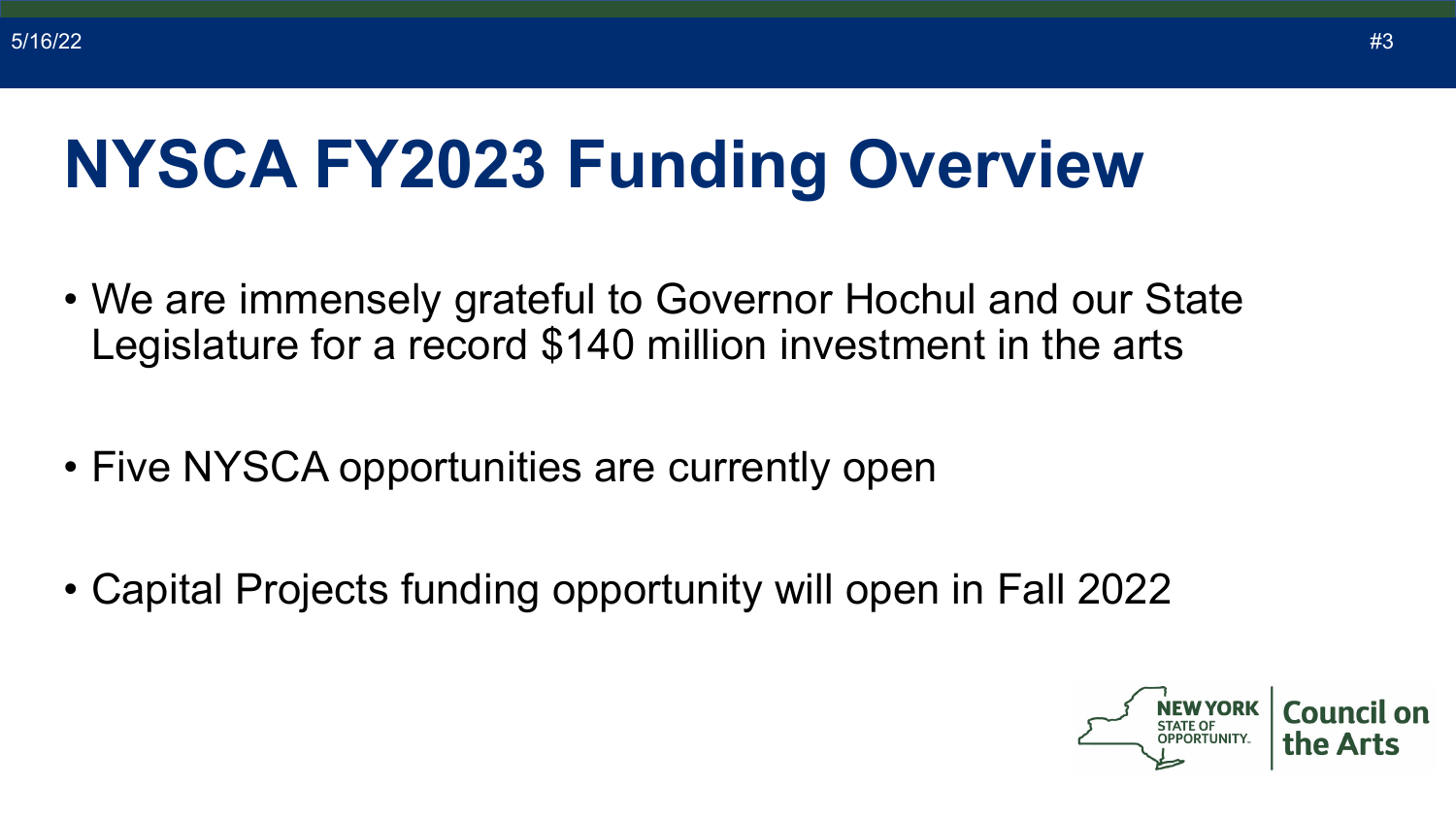# NYSCA FY2023 Funding Overview

- We are immensely grateful to Governor Hochul and our State Legislature for a record $140 million investment in the arts
- Five NYSCA opportunities are currently open
- Capital Projects funding opportunity will open in Fall 2022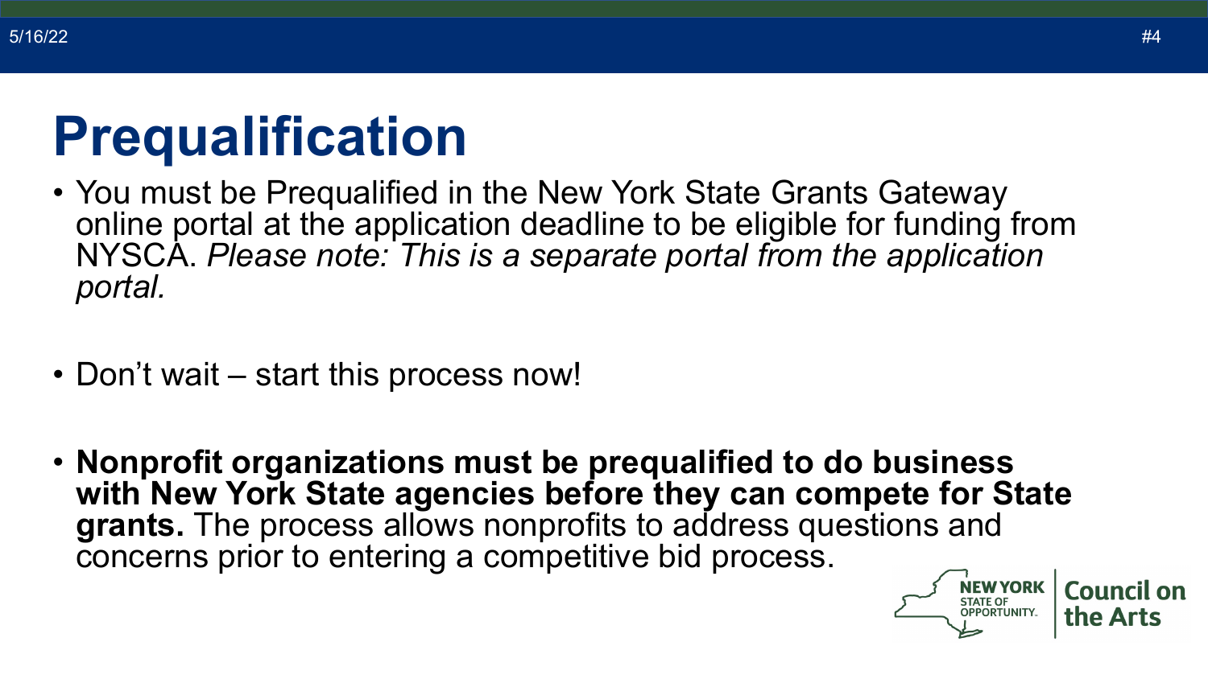# Prequalification

- You must be Prequalified in the New York State Grants Gateway online portal at the application deadline to be eligible for funding from NYSCA. *Please note: This is a separate portal from the application portal.*

- Don't wait – start this process now!

- **Nonprofit organizations must be prequalified to do business with New York State agencies before they can compete for State grants.** The process allows nonprofits to address questions and concerns prior to entering a competitive bid process.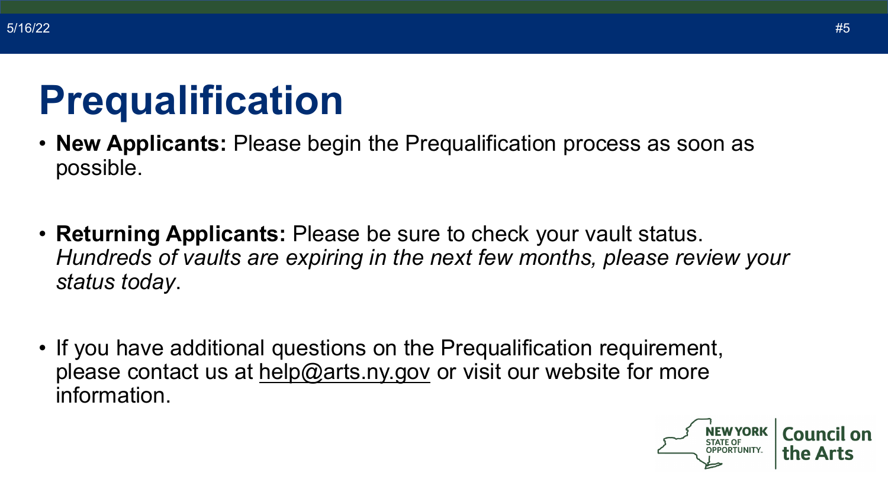# Prequalification

- **New Applicants:** Please begin the Prequalification process as soon as possible.

- **Returning Applicants:** Please be sure to check your vault status. *Hundreds of vaults are expiring in the next few months, please review your status today*.

- If you have additional questions on the Prequalification requirement, please contact us at help@arts.ny.gov or visit our website for more information.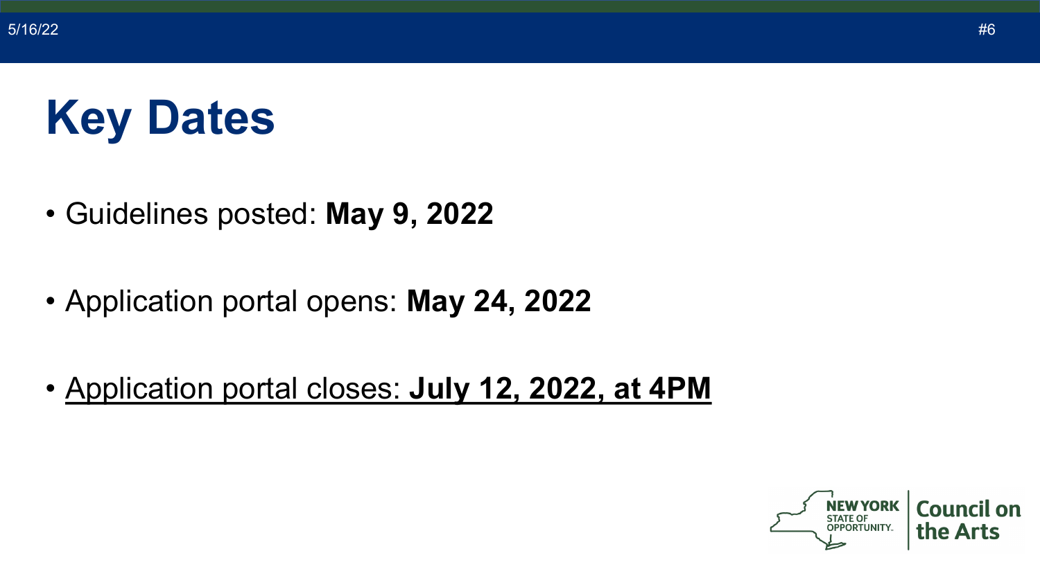# Key Dates

- Guidelines posted: **May 9, 2022**
- Application portal opens: **May 24, 2022**
- <u>Application portal closes: **July 12, 2022, at 4PM**</u>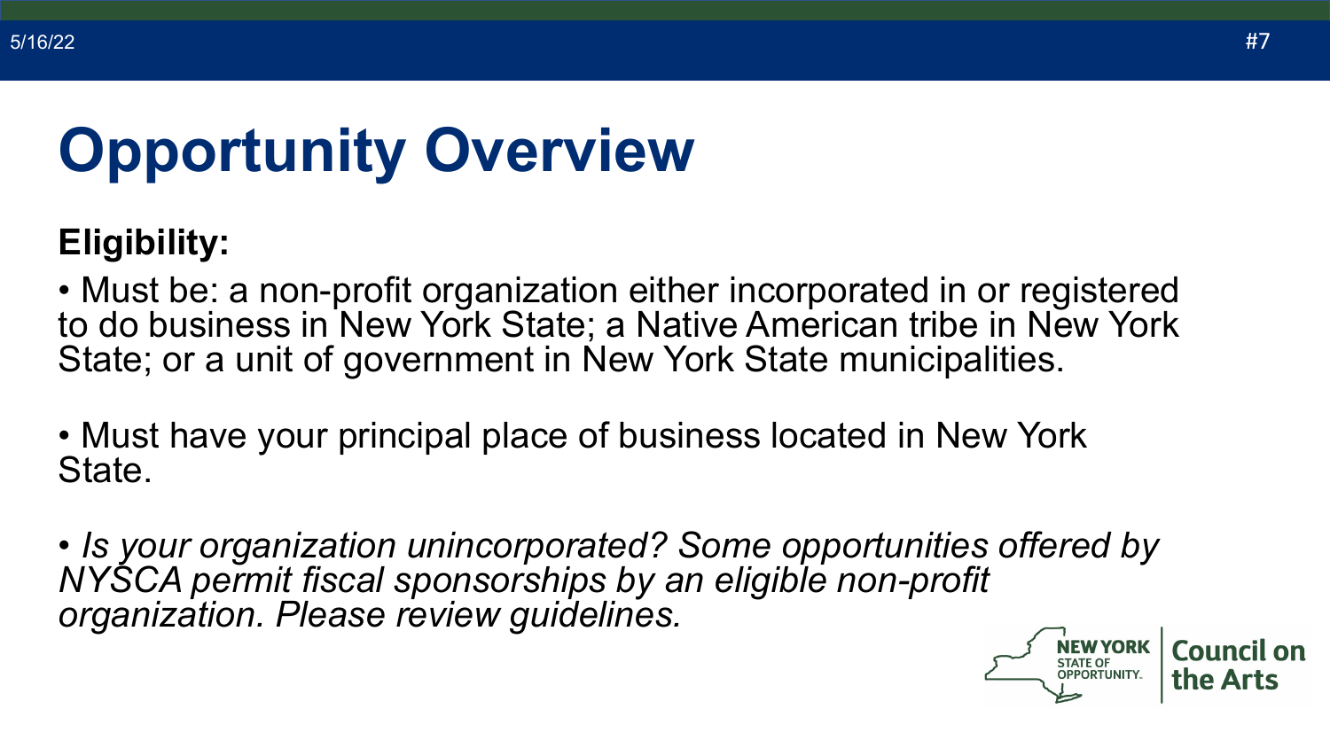# Opportunity Overview

**Eligibility:**

- Must be: a non-profit organization either incorporated in or registered to do business in New York State; a Native American tribe in New York State; or a unit of government in New York State municipalities.

- Must have your principal place of business located in New York State.

- *Is your organization unincorporated? Some opportunities offered by NYSCA permit fiscal sponsorships by an eligible non-profit organization. Please review guidelines.*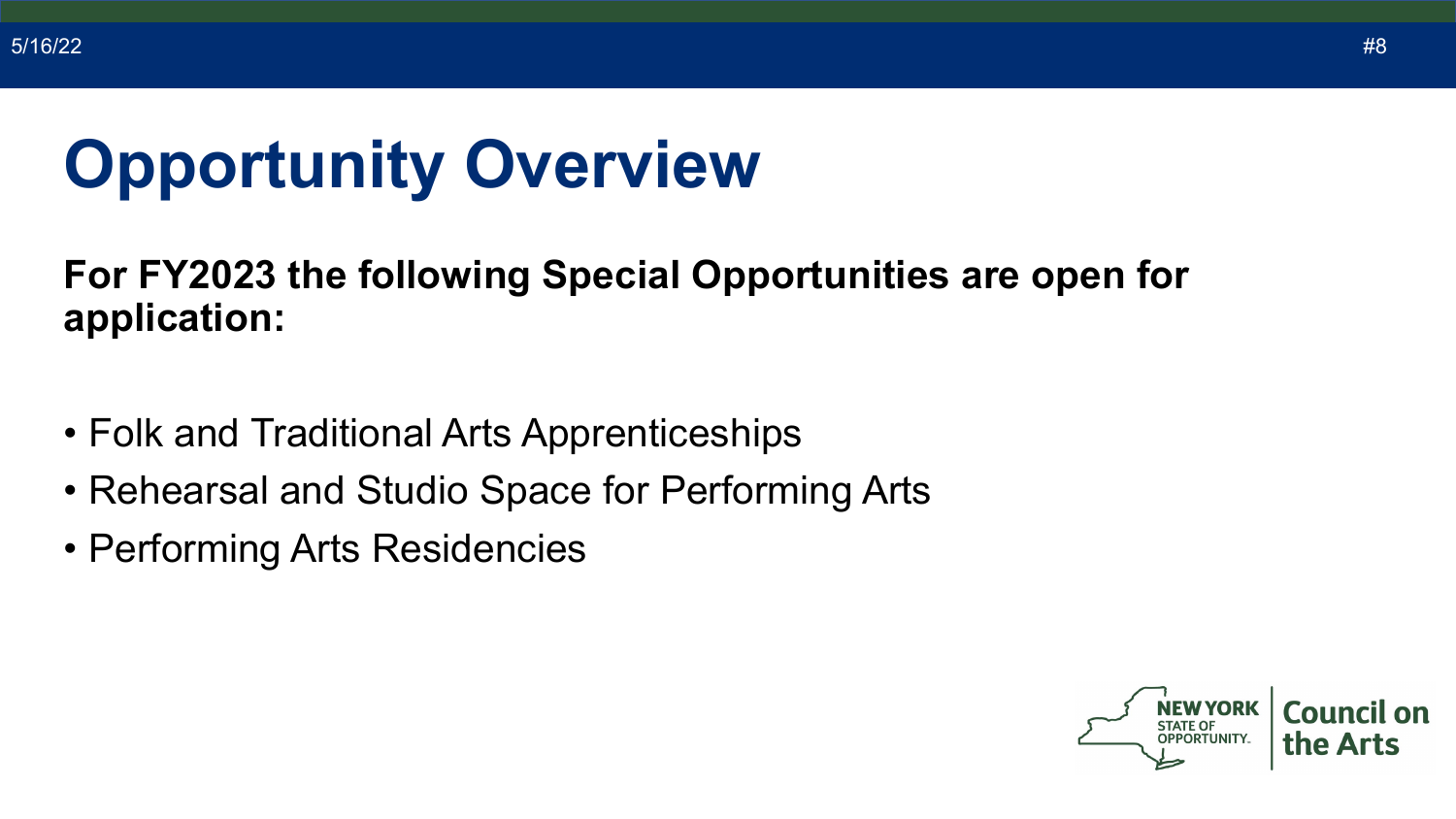# Opportunity Overview

**For FY2023 the following Special Opportunities are open for application:**

- Folk and Traditional Arts Apprenticeships
- Rehearsal and Studio Space for Performing Arts
- Performing Arts Residencies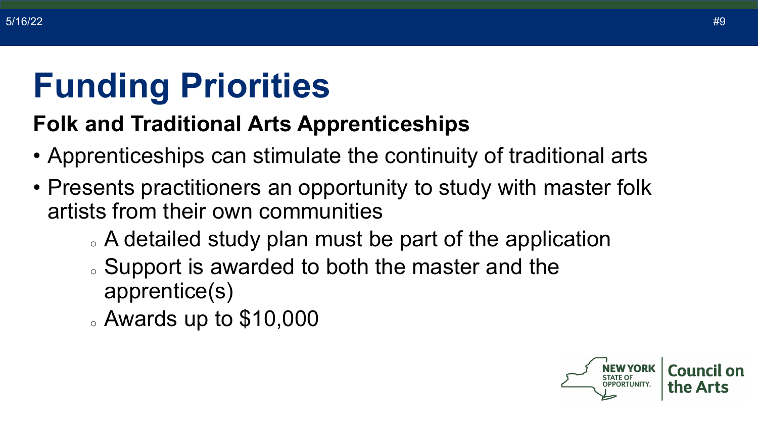# Funding Priorities

## Folk and Traditional Arts Apprenticeships

- Apprenticeships can stimulate the continuity of traditional arts
- Presents practitioners an opportunity to study with master folk artists from their own communities
  - A detailed study plan must be part of the application
  - Support is awarded to both the master and the apprentice(s)
  - Awards up to $10,000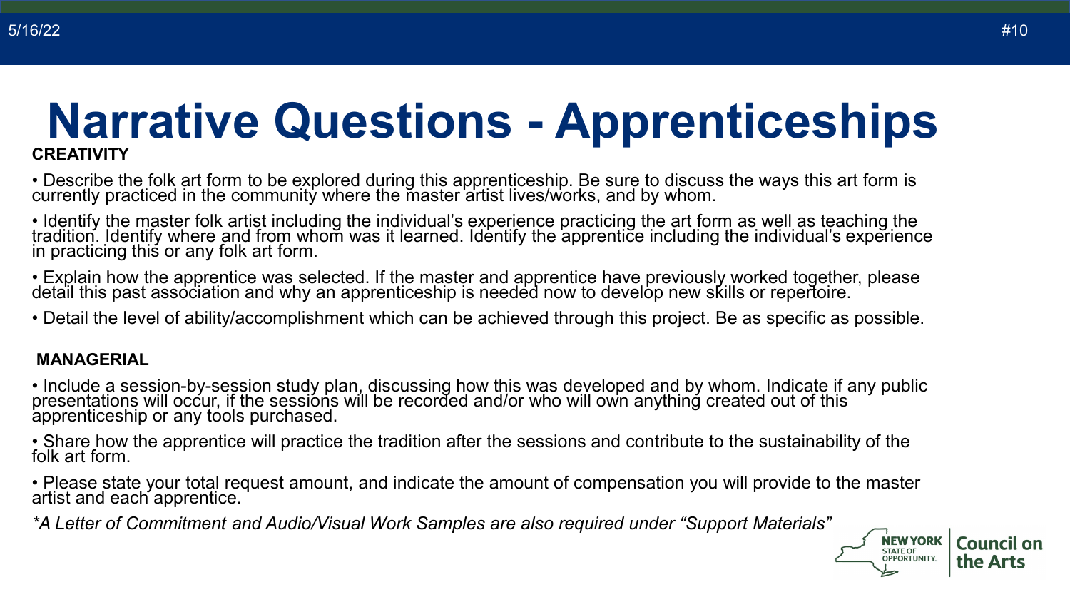# Narrative Questions - Apprenticeships

**CREATIVITY**

- Describe the folk art form to be explored during this apprenticeship. Be sure to discuss the ways this art form is currently practiced in the community where the master artist lives/works, and by whom.
- Identify the master folk artist including the individual's experience practicing the art form as well as teaching the tradition. Identify where and from whom was it learned. Identify the apprentice including the individual's experience in practicing this or any folk art form.
- Explain how the apprentice was selected. If the master and apprentice have previously worked together, please detail this past association and why an apprenticeship is needed now to develop new skills or repertoire.
- Detail the level of ability/accomplishment which can be achieved through this project. Be as specific as possible.

**MANAGERIAL**

- Include a session-by-session study plan, discussing how this was developed and by whom. Indicate if any public presentations will occur, if the sessions will be recorded and/or who will own anything created out of this apprenticeship or any tools purchased.
- Share how the apprentice will practice the tradition after the sessions and contribute to the sustainability of the folk art form.
- Please state your total request amount, and indicate the amount of compensation you will provide to the master artist and each apprentice.

*\*A Letter of Commitment and Audio/Visual Work Samples are also required under "Support Materials"*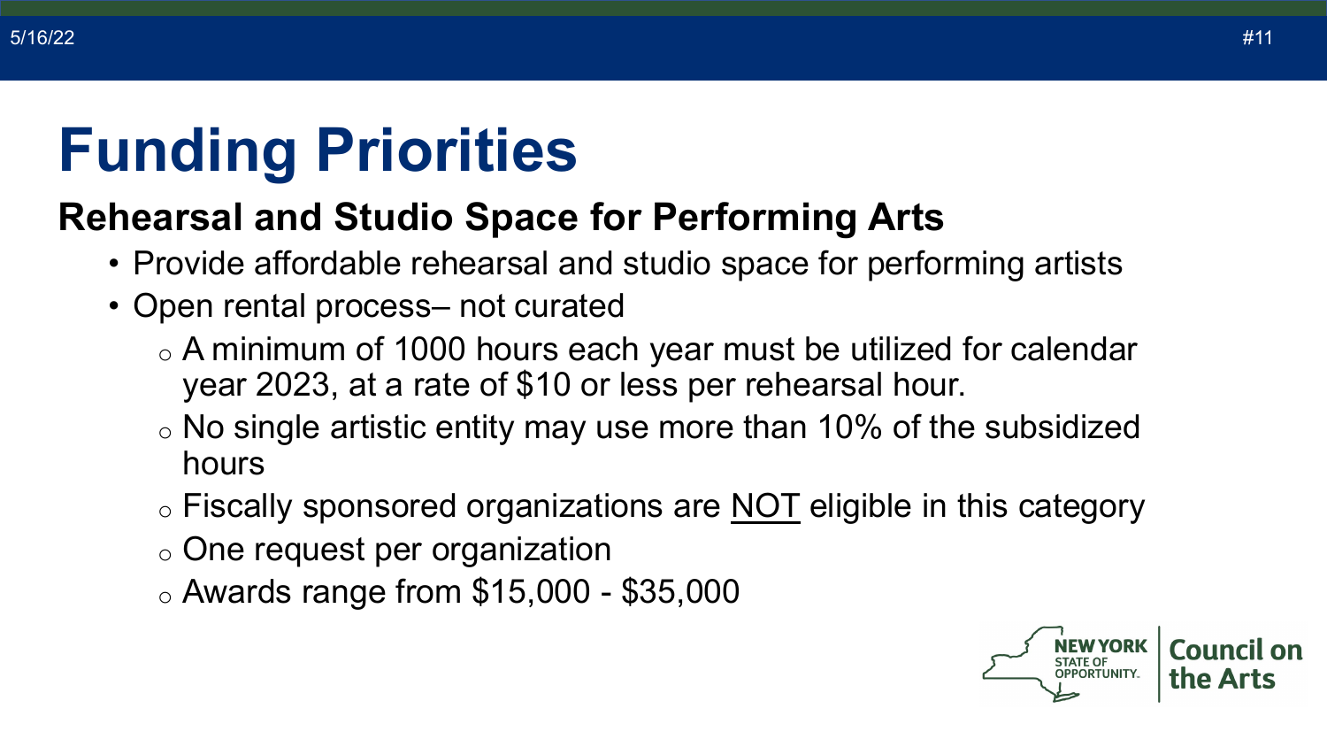# Funding Priorities

## Rehearsal and Studio Space for Performing Arts

- Provide affordable rehearsal and studio space for performing artists
- Open rental process– not curated
  - A minimum of 1000 hours each year must be utilized for calendar year 2023, at a rate of $10 or less per rehearsal hour.
  - No single artistic entity may use more than 10% of the subsidized hours
  - Fiscally sponsored organizations are <u>NOT</u> eligible in this category
  - One request per organization
  - Awards range from $15,000 - $35,000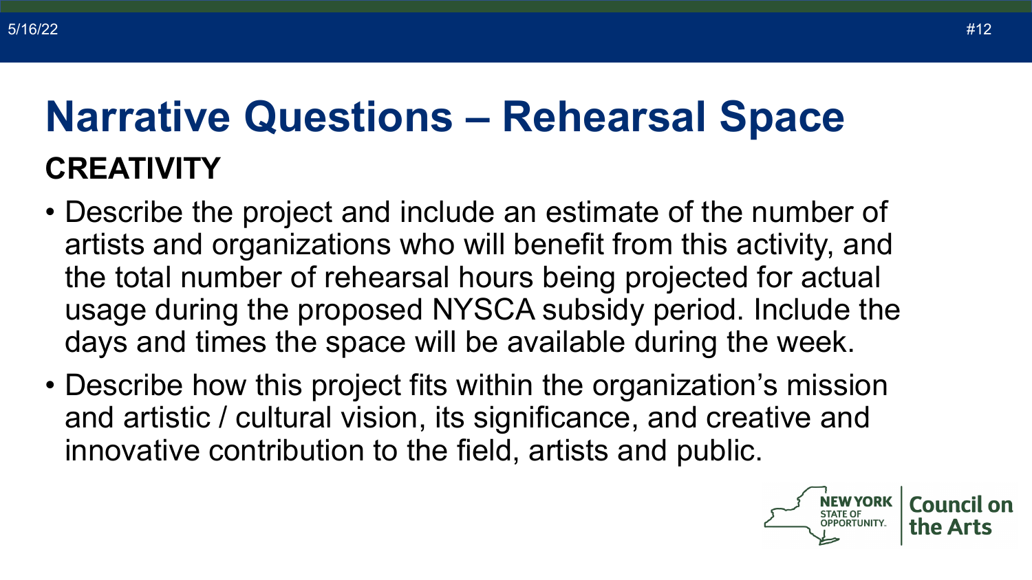# Narrative Questions – Rehearsal Space

## CREATIVITY

- Describe the project and include an estimate of the number of artists and organizations who will benefit from this activity, and the total number of rehearsal hours being projected for actual usage during the proposed NYSCA subsidy period. Include the days and times the space will be available during the week.
- Describe how this project fits within the organization's mission and artistic / cultural vision, its significance, and creative and innovative contribution to the field, artists and public.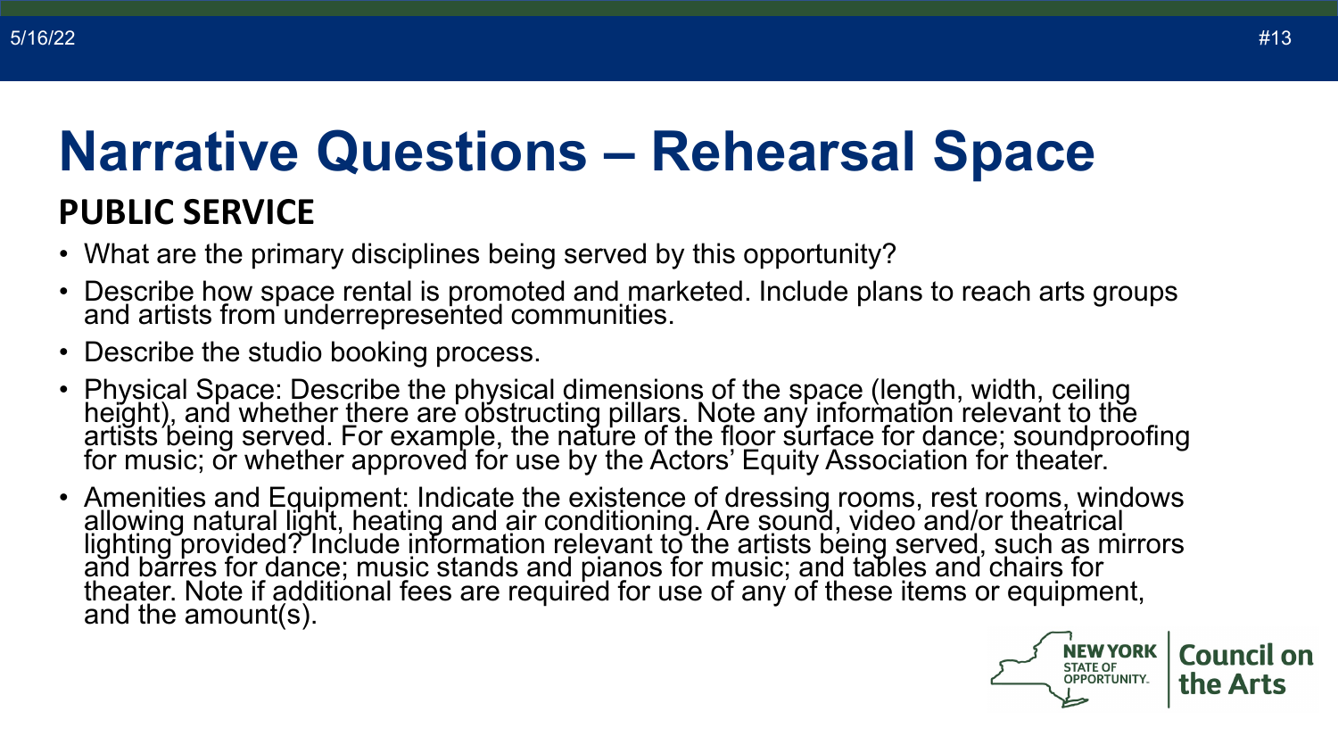# Narrative Questions – Rehearsal Space

## PUBLIC SERVICE

- What are the primary disciplines being served by this opportunity?
- Describe how space rental is promoted and marketed. Include plans to reach arts groups and artists from underrepresented communities.
- Describe the studio booking process.
- Physical Space: Describe the physical dimensions of the space (length, width, ceiling height), and whether there are obstructing pillars. Note any information relevant to the artists being served. For example, the nature of the floor surface for dance; soundproofing for music; or whether approved for use by the Actors' Equity Association for theater.
- Amenities and Equipment: Indicate the existence of dressing rooms, rest rooms, windows allowing natural light, heating and air conditioning. Are sound, video and/or theatrical lighting provided? Include information relevant to the artists being served, such as mirrors and barres for dance; music stands and pianos for music; and tables and chairs for theater. Note if additional fees are required for use of any of these items or equipment, and the amount(s).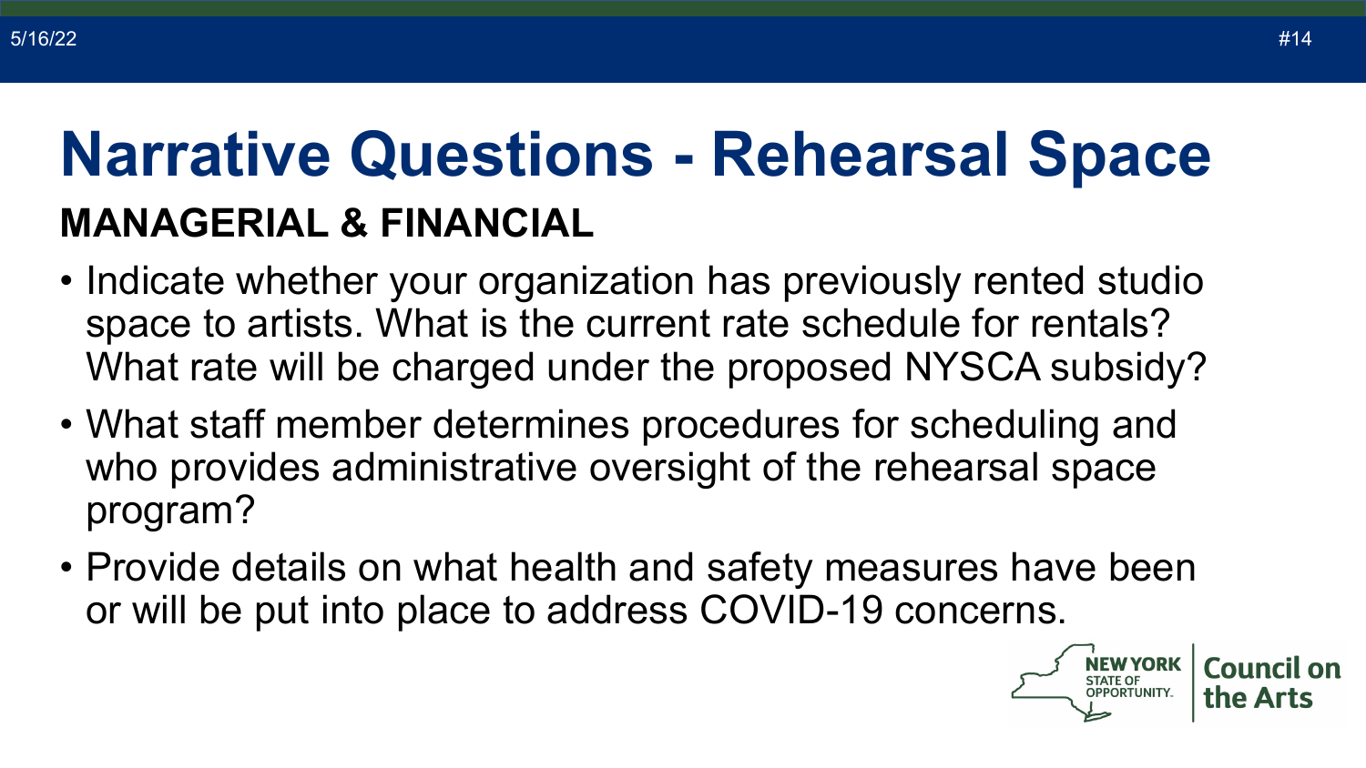# Narrative Questions - Rehearsal Space

## MANAGERIAL & FINANCIAL

- Indicate whether your organization has previously rented studio space to artists. What is the current rate schedule for rentals? What rate will be charged under the proposed NYSCA subsidy?
- What staff member determines procedures for scheduling and who provides administrative oversight of the rehearsal space program?
- Provide details on what health and safety measures have been or will be put into place to address COVID-19 concerns.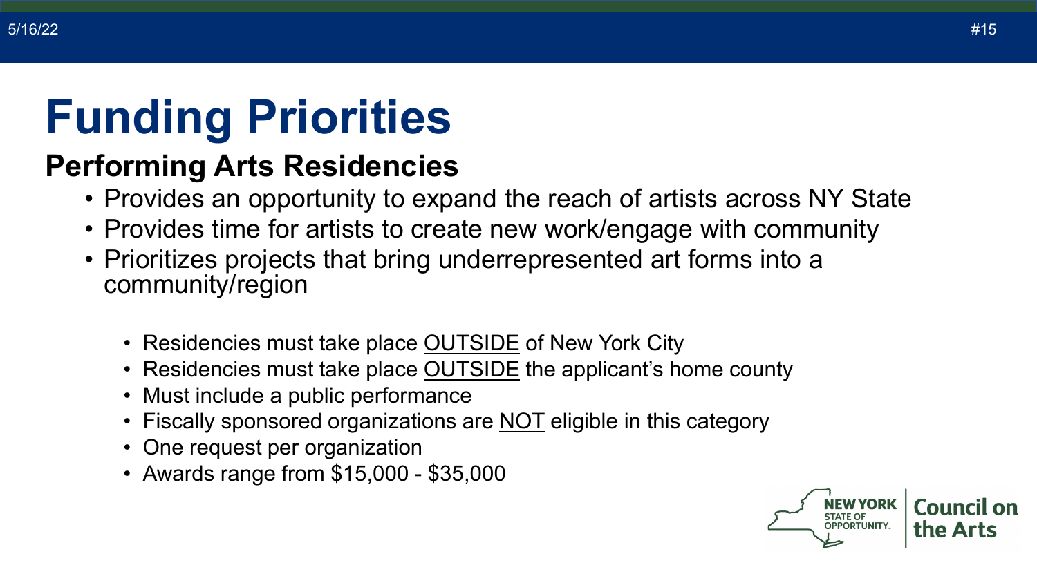# Funding Priorities

## Performing Arts Residencies

- Provides an opportunity to expand the reach of artists across NY State
- Provides time for artists to create new work/engage with community
- Prioritizes projects that bring underrepresented art forms into a community/region
  - Residencies must take place OUTSIDE of New York City
  - Residencies must take place OUTSIDE the applicant's home county
  - Must include a public performance
  - Fiscally sponsored organizations are NOT eligible in this category
  - One request per organization
  - Awards range from $15,000 - $35,000

NEW YORK STATE OF OPPORTUNITY. Council on the Arts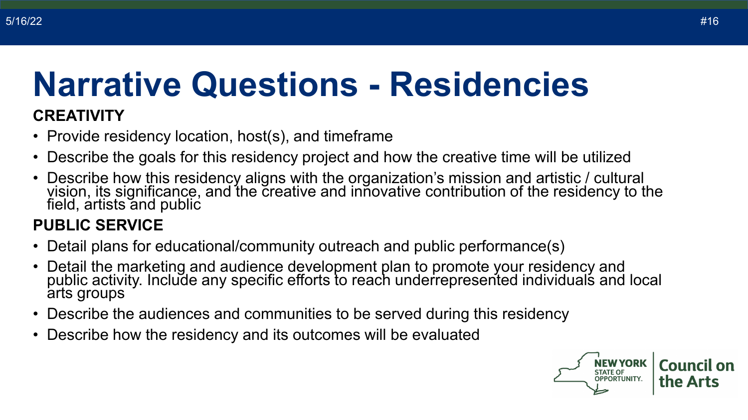# Narrative Questions - Residencies

**CREATIVITY**

- Provide residency location, host(s), and timeframe
- Describe the goals for this residency project and how the creative time will be utilized
- Describe how this residency aligns with the organization's mission and artistic / cultural vision, its significance, and the creative and innovative contribution of the residency to the field, artists and public

**PUBLIC SERVICE**

- Detail plans for educational/community outreach and public performance(s)
- Detail the marketing and audience development plan to promote your residency and public activity. Include any specific efforts to reach underrepresented individuals and local arts groups
- Describe the audiences and communities to be served during this residency
- Describe how the residency and its outcomes will be evaluated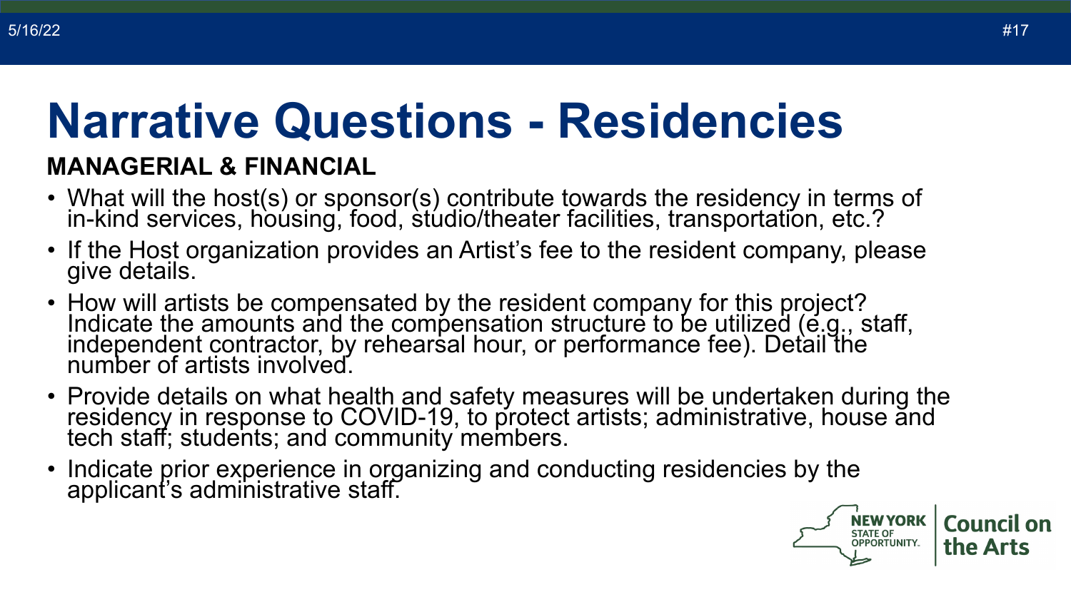# Narrative Questions - Residencies

**MANAGERIAL & FINANCIAL**

- What will the host(s) or sponsor(s) contribute towards the residency in terms of in-kind services, housing, food, studio/theater facilities, transportation, etc.?
- If the Host organization provides an Artist's fee to the resident company, please give details.
- How will artists be compensated by the resident company for this project? Indicate the amounts and the compensation structure to be utilized (e.g., staff, independent contractor, by rehearsal hour, or performance fee). Detail the number of artists involved.
- Provide details on what health and safety measures will be undertaken during the residency in response to COVID-19, to protect artists; administrative, house and tech staff; students; and community members.
- Indicate prior experience in organizing and conducting residencies by the applicant's administrative staff.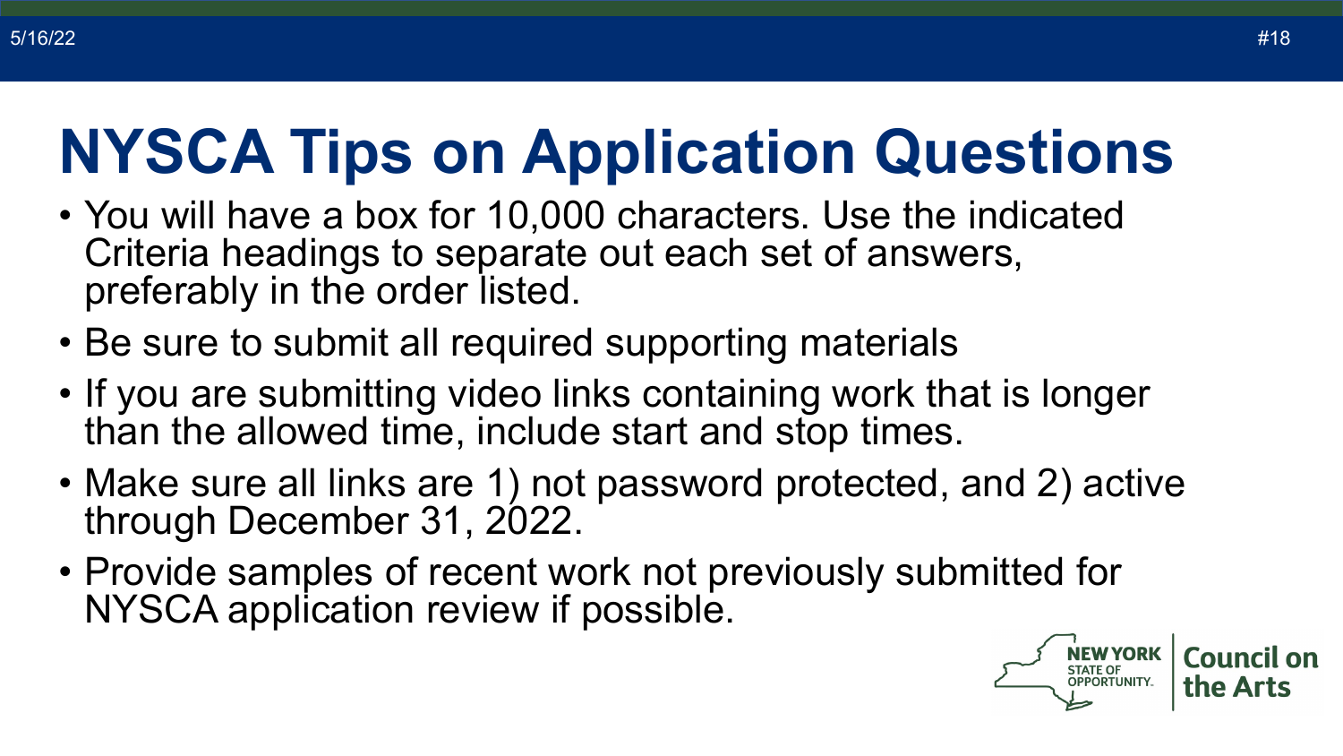# NYSCA Tips on Application Questions

- You will have a box for 10,000 characters. Use the indicated Criteria headings to separate out each set of answers, preferably in the order listed.
- Be sure to submit all required supporting materials
- If you are submitting video links containing work that is longer than the allowed time, include start and stop times.
- Make sure all links are 1) not password protected, and 2) active through December 31, 2022.
- Provide samples of recent work not previously submitted for NYSCA application review if possible.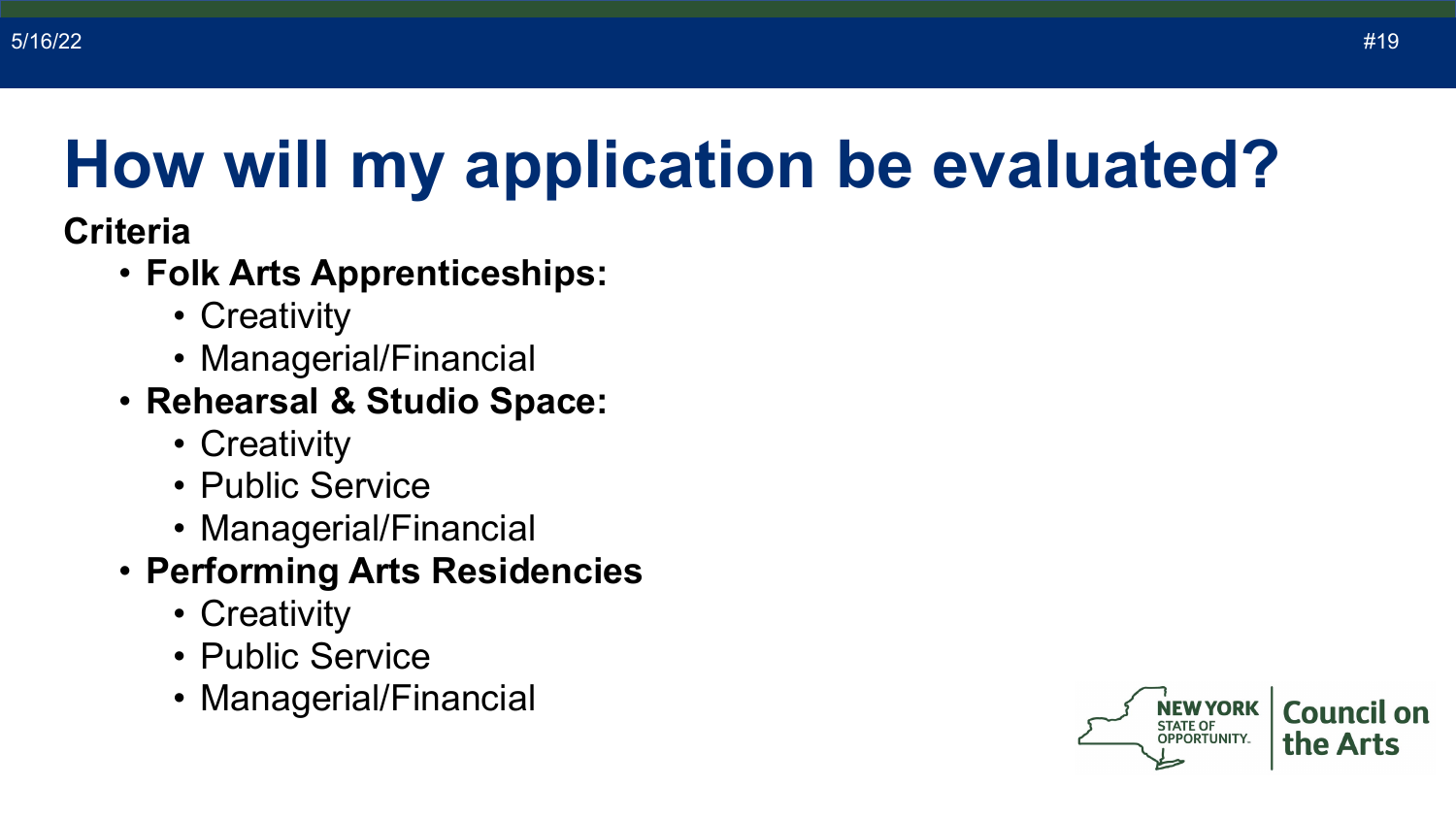# How will my application be evaluated?

**Criteria**

- **Folk Arts Apprenticeships:**
  - Creativity
  - Managerial/Financial
- **Rehearsal & Studio Space:**
  - Creativity
  - Public Service
  - Managerial/Financial
- **Performing Arts Residencies**
  - Creativity
  - Public Service
  - Managerial/Financial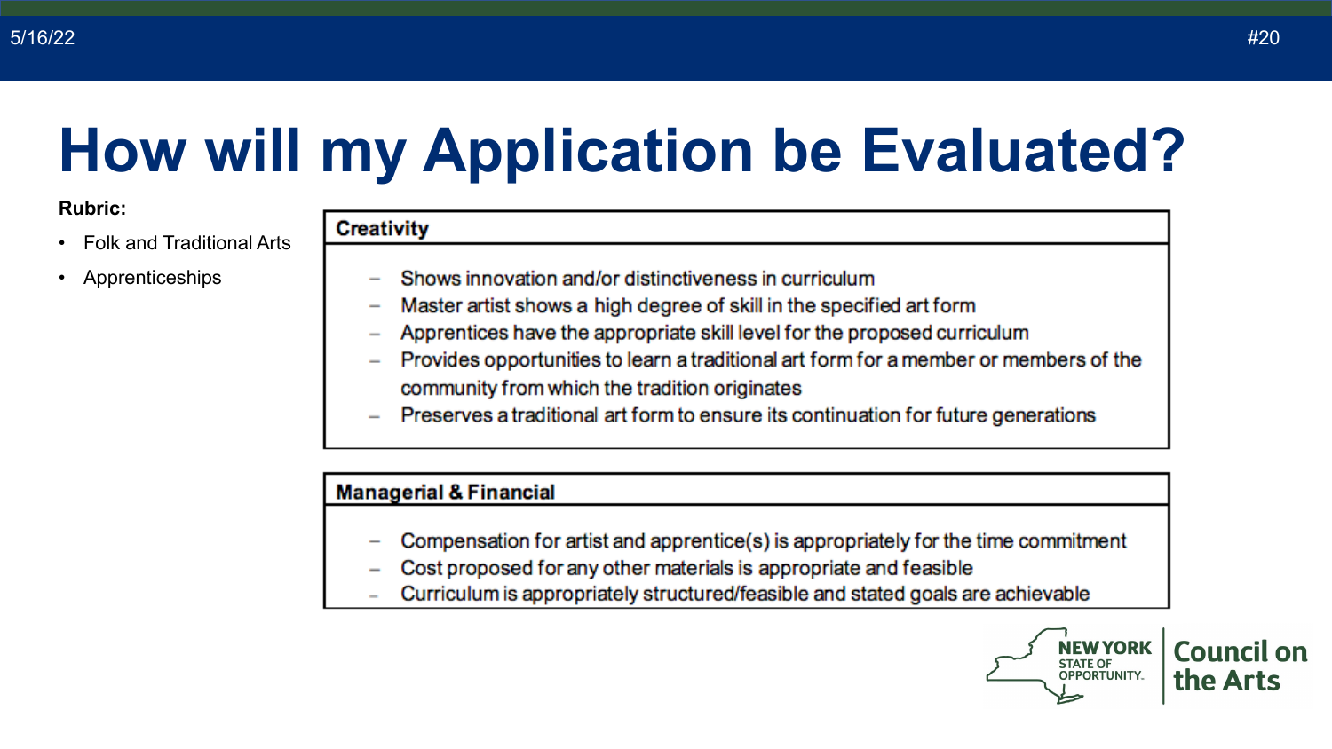# How will my Application be Evaluated?

**Rubric:**

- Folk and Traditional Arts
- Apprenticeships

| Creativity |
|---|
| – Shows innovation and/or distinctiveness in curriculum<br>– Master artist shows a high degree of skill in the specified art form<br>– Apprentices have the appropriate skill level for the proposed curriculum<br>– Provides opportunities to learn a traditional art form for a member or members of the community from which the tradition originates<br>– Preserves a traditional art form to ensure its continuation for future generations |

| Managerial & Financial |
|---|
| – Compensation for artist and apprentice(s) is appropriately for the time commitment<br>– Cost proposed for any other materials is appropriate and feasible<br>– Curriculum is appropriately structured/feasible and stated goals are achievable |

NEW YORK STATE OF OPPORTUNITY. Council on the Arts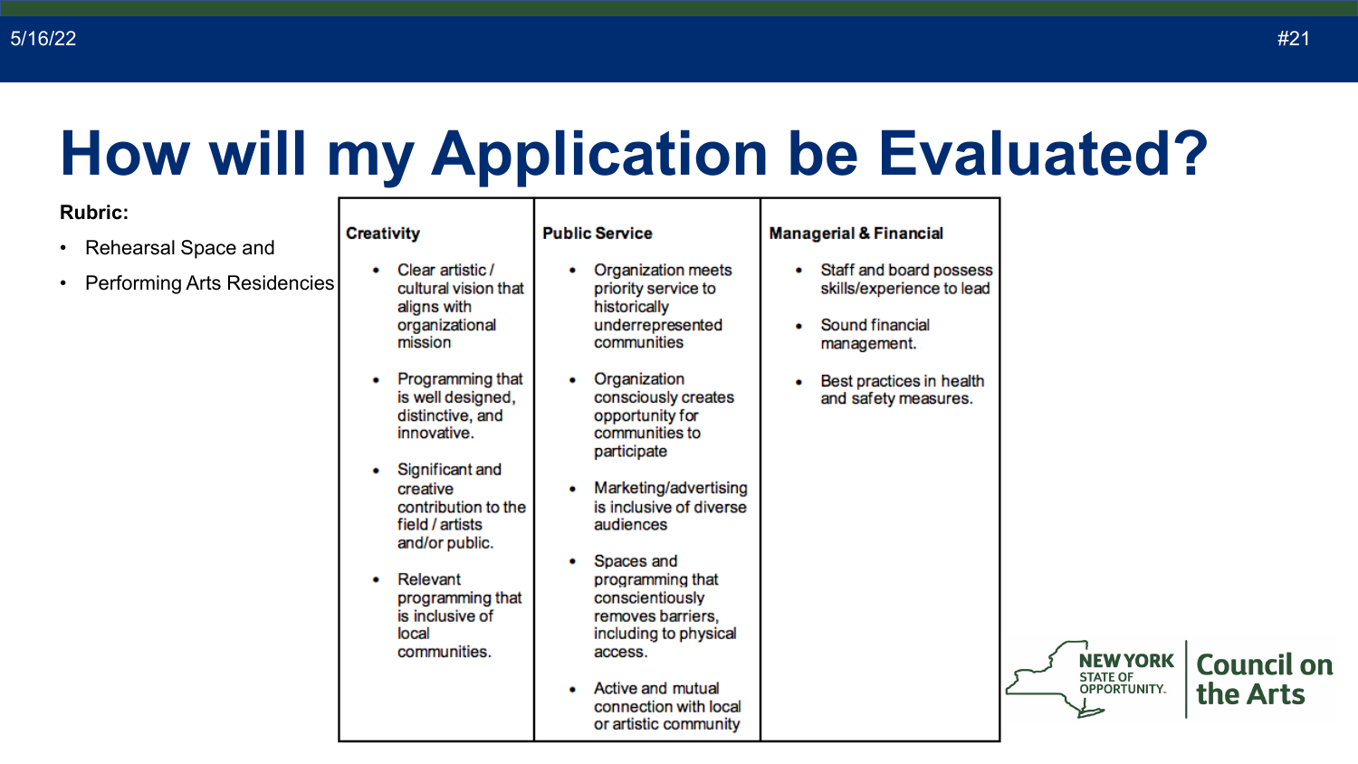# How will my Application be Evaluated?

**Rubric:**

- Rehearsal Space and
- Performing Arts Residencies

| Creativity | Public Service | Managerial & Financial |
|---|---|---|
| • Clear artistic / cultural vision that aligns with organizational mission<br>• Programming that is well designed, distinctive, and innovative.<br>• Significant and creative contribution to the field / artists and/or public.<br>• Relevant programming that is inclusive of local communities. | • Organization meets priority service to historically underrepresented communities<br>• Organization consciously creates opportunity for communities to participate<br>• Marketing/advertising is inclusive of diverse audiences<br>• Spaces and programming that conscientiously removes barriers, including to physical access.<br>• Active and mutual connection with local or artistic community | • Staff and board possess skills/experience to lead<br>• Sound financial management.<br>• Best practices in health and safety measures. |

NEW YORK STATE OF OPPORTUNITY. Council on the Arts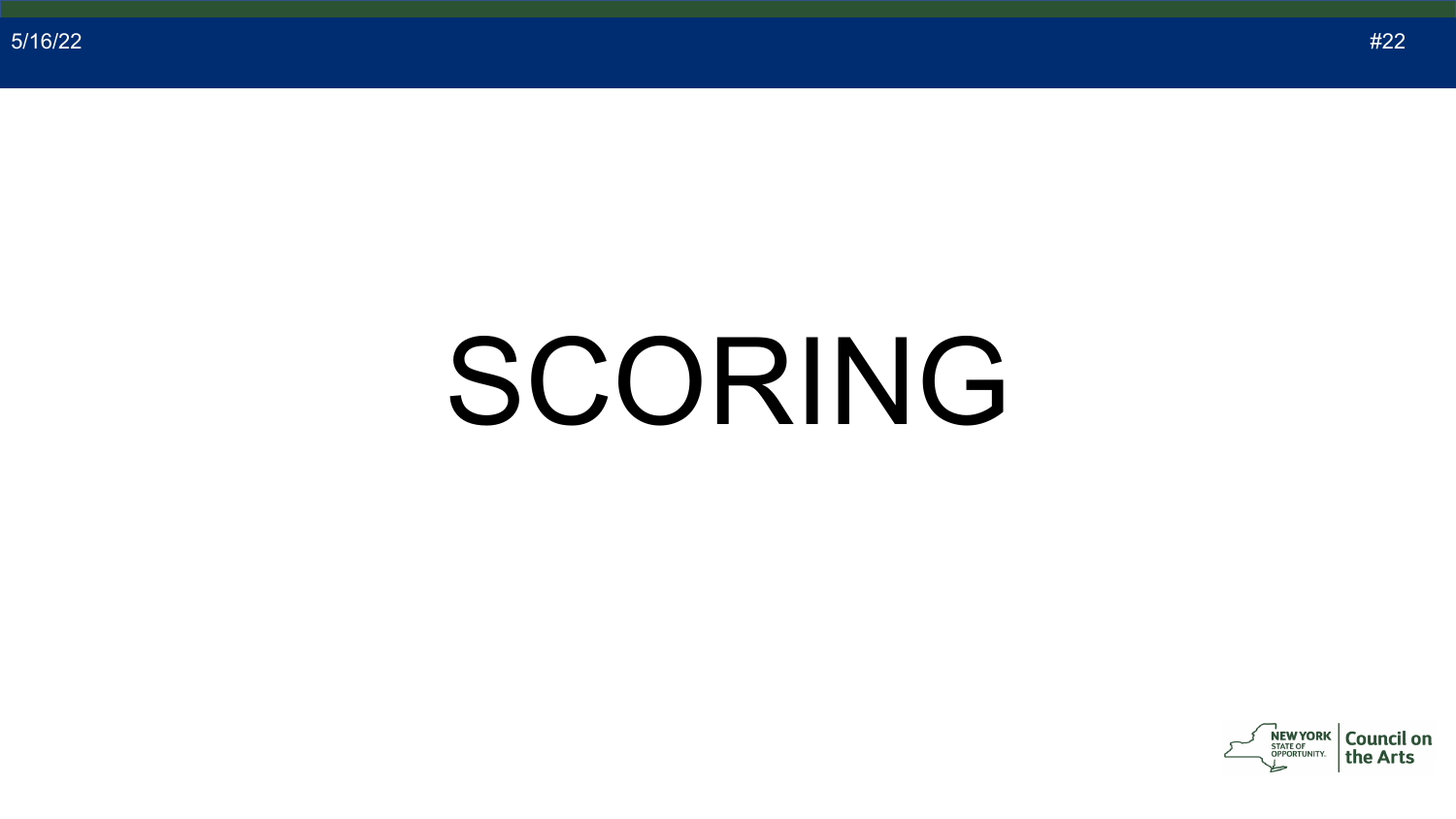# SCORING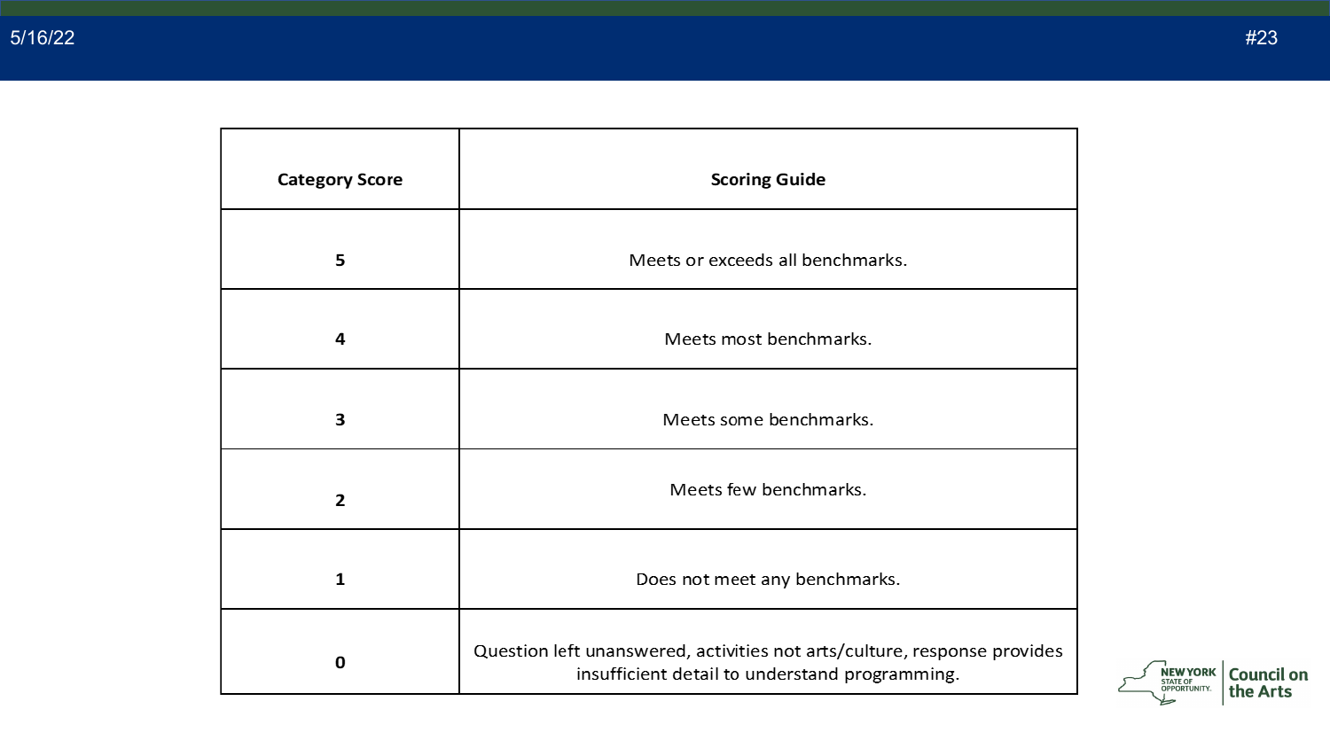| Category Score | Scoring Guide |
|---|---|
| 5 | Meets or exceeds all benchmarks. |
| 4 | Meets most benchmarks. |
| 3 | Meets some benchmarks. |
| 2 | Meets few benchmarks. |
| 1 | Does not meet any benchmarks. |
| 0 | Question left unanswered, activities not arts/culture, response provides insufficient detail to understand programming. |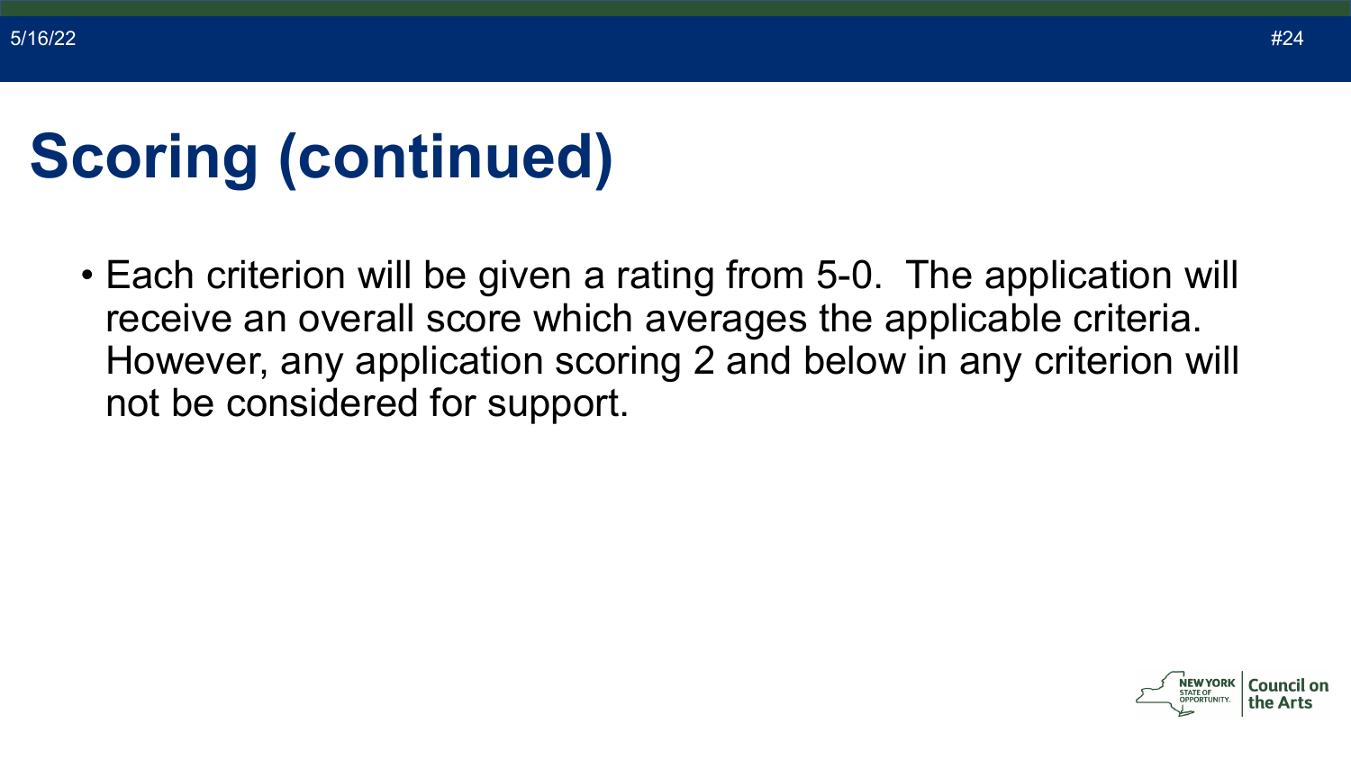# Scoring (continued)

- Each criterion will be given a rating from 5-0. The application will receive an overall score which averages the applicable criteria. However, any application scoring 2 and below in any criterion will not be considered for support.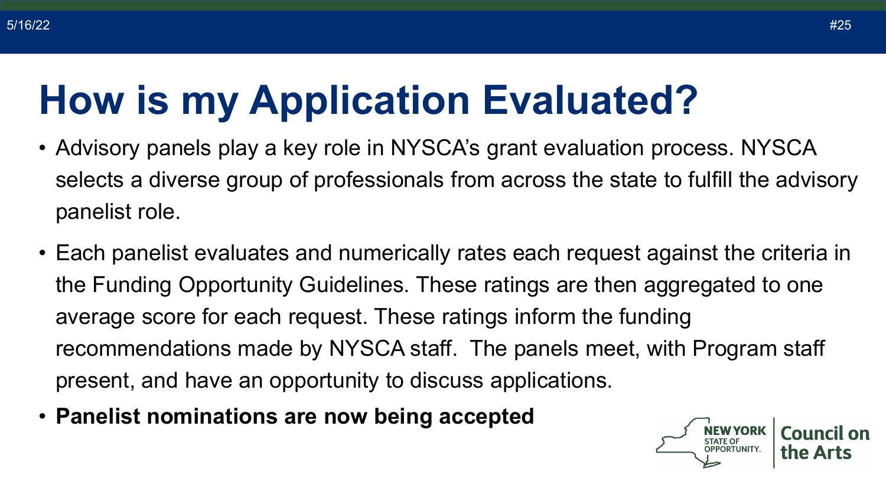# How is my Application Evaluated?

- Advisory panels play a key role in NYSCA's grant evaluation process. NYSCA selects a diverse group of professionals from across the state to fulfill the advisory panelist role.
- Each panelist evaluates and numerically rates each request against the criteria in the Funding Opportunity Guidelines. These ratings are then aggregated to one average score for each request. These ratings inform the funding recommendations made by NYSCA staff. The panels meet, with Program staff present, and have an opportunity to discuss applications.
- **Panelist nominations are now being accepted**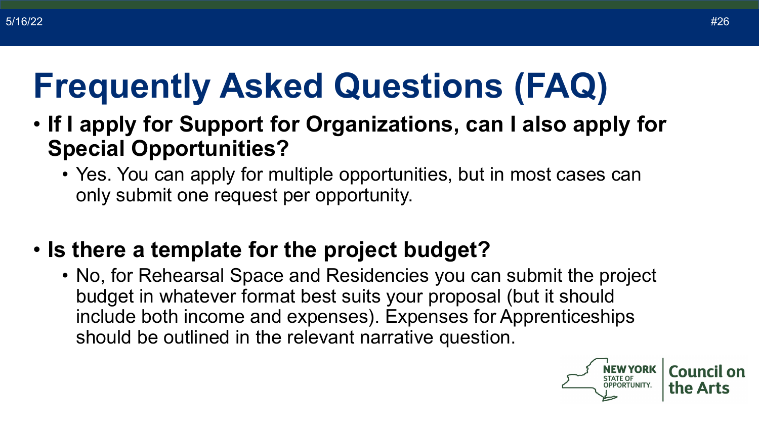# Frequently Asked Questions (FAQ)

- **If I apply for Support for Organizations, can I also apply for Special Opportunities?**
  - Yes. You can apply for multiple opportunities, but in most cases can only submit one request per opportunity.

- **Is there a template for the project budget?**
  - No, for Rehearsal Space and Residencies you can submit the project budget in whatever format best suits your proposal (but it should include both income and expenses). Expenses for Apprenticeships should be outlined in the relevant narrative question.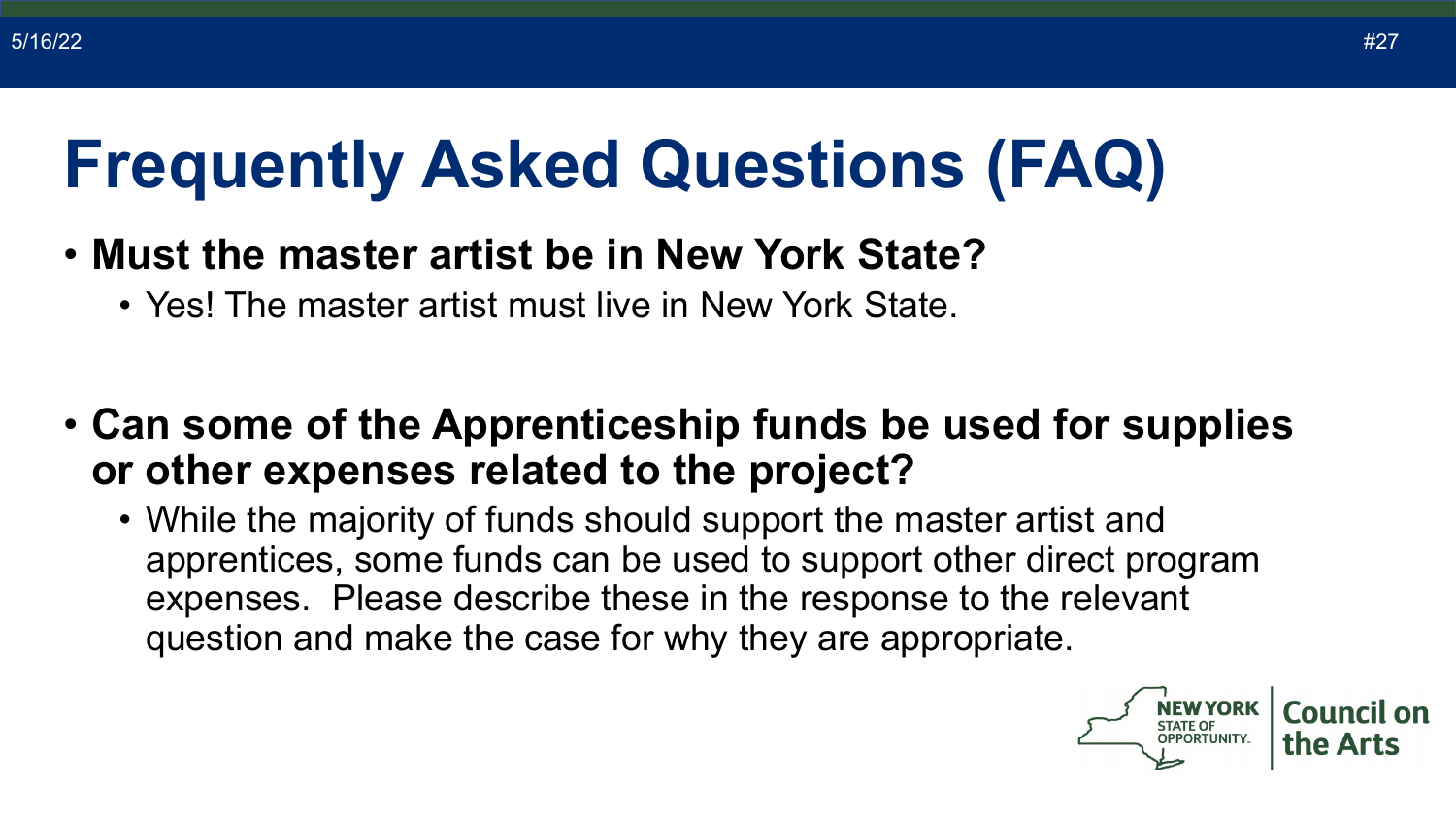# Frequently Asked Questions (FAQ)

- **Must the master artist be in New York State?**
  - Yes! The master artist must live in New York State.

- **Can some of the Apprenticeship funds be used for supplies or other expenses related to the project?**
  - While the majority of funds should support the master artist and apprentices, some funds can be used to support other direct program expenses. Please describe these in the response to the relevant question and make the case for why they are appropriate.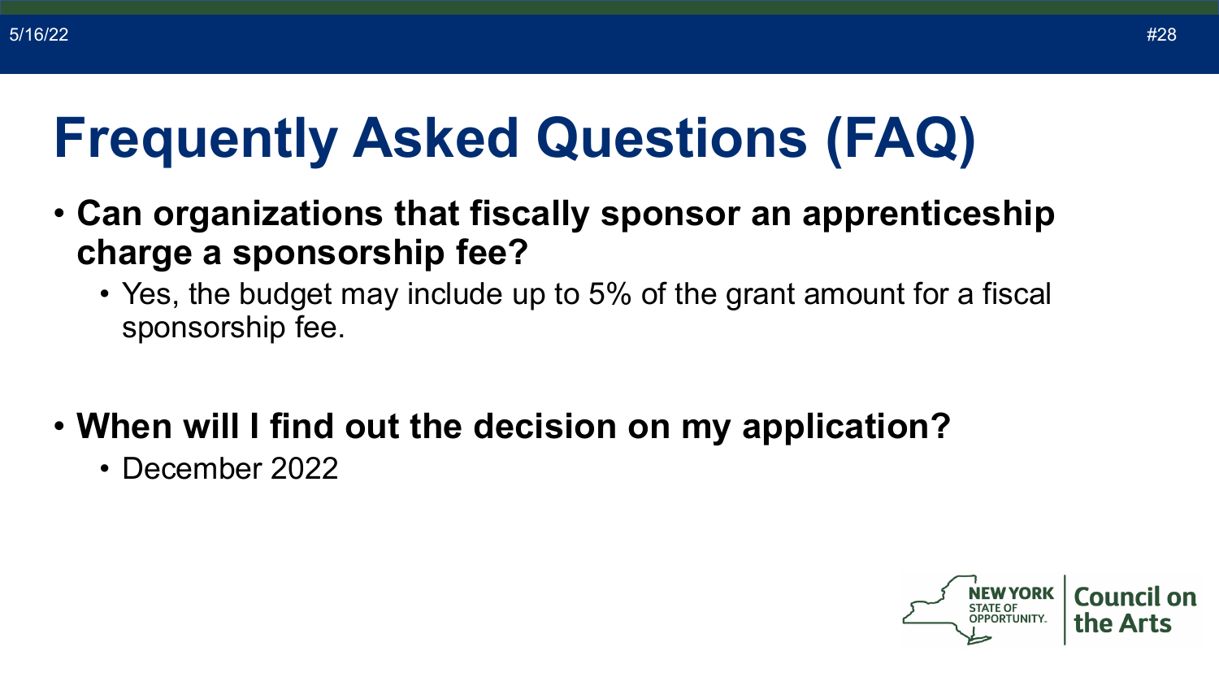# Frequently Asked Questions (FAQ)

- **Can organizations that fiscally sponsor an apprenticeship charge a sponsorship fee?**
  - Yes, the budget may include up to 5% of the grant amount for a fiscal sponsorship fee.

- **When will I find out the decision on my application?**
  - December 2022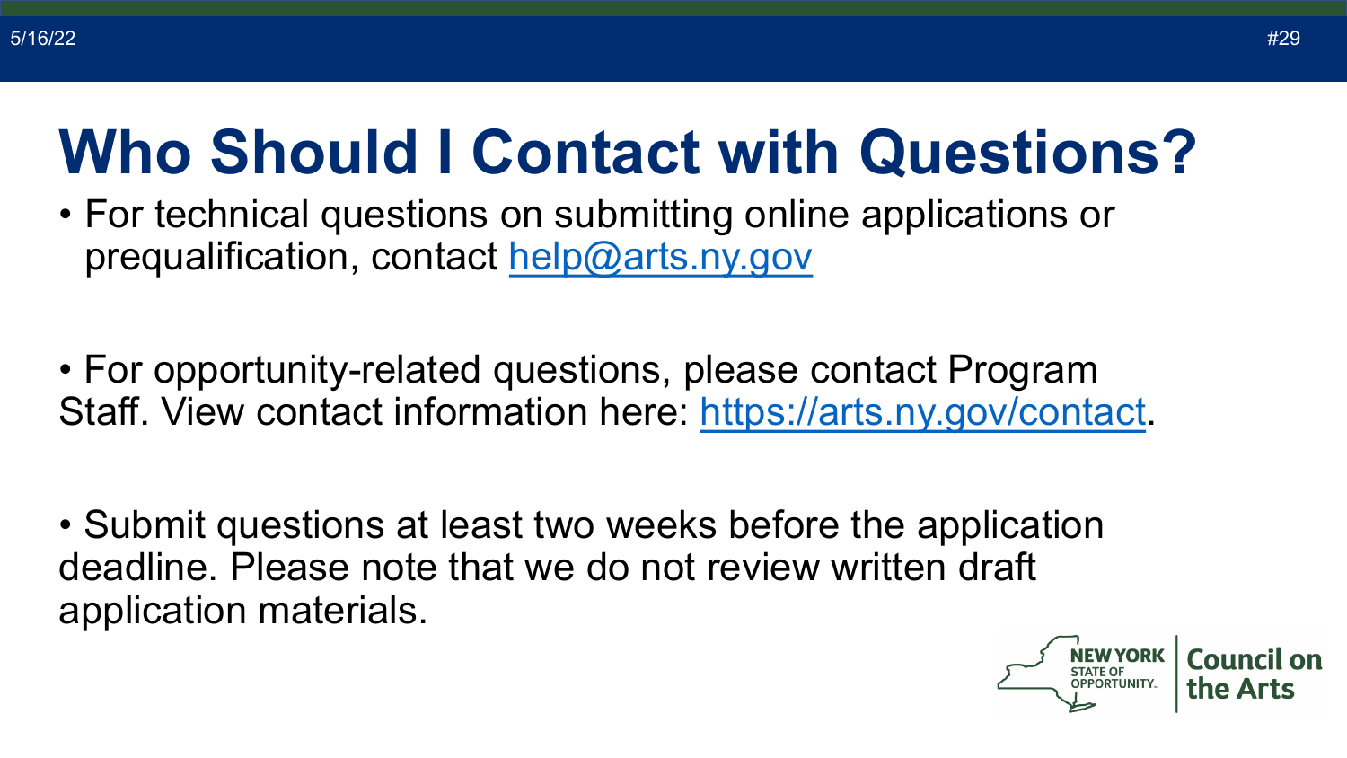# Who Should I Contact with Questions?

- For technical questions on submitting online applications or prequalification, contact help@arts.ny.gov

- For opportunity-related questions, please contact Program Staff. View contact information here: https://arts.ny.gov/contact.

- Submit questions at least two weeks before the application deadline. Please note that we do not review written draft application materials.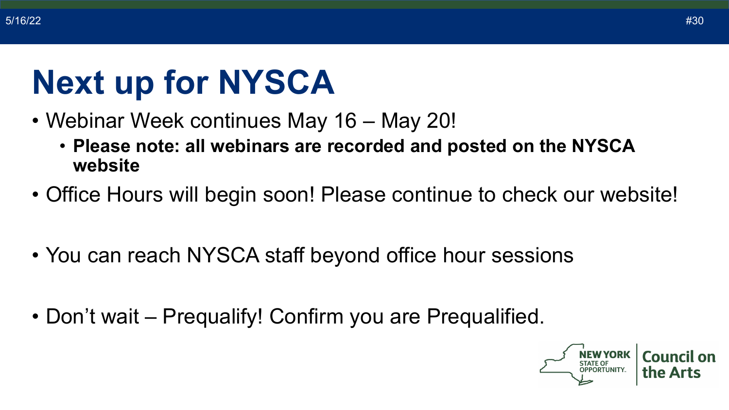# Next up for NYSCA

- Webinar Week continues May 16 – May 20!
  - **Please note: all webinars are recorded and posted on the NYSCA website**
- Office Hours will begin soon! Please continue to check our website!
- You can reach NYSCA staff beyond office hour sessions
- Don't wait – Prequalify! Confirm you are Prequalified.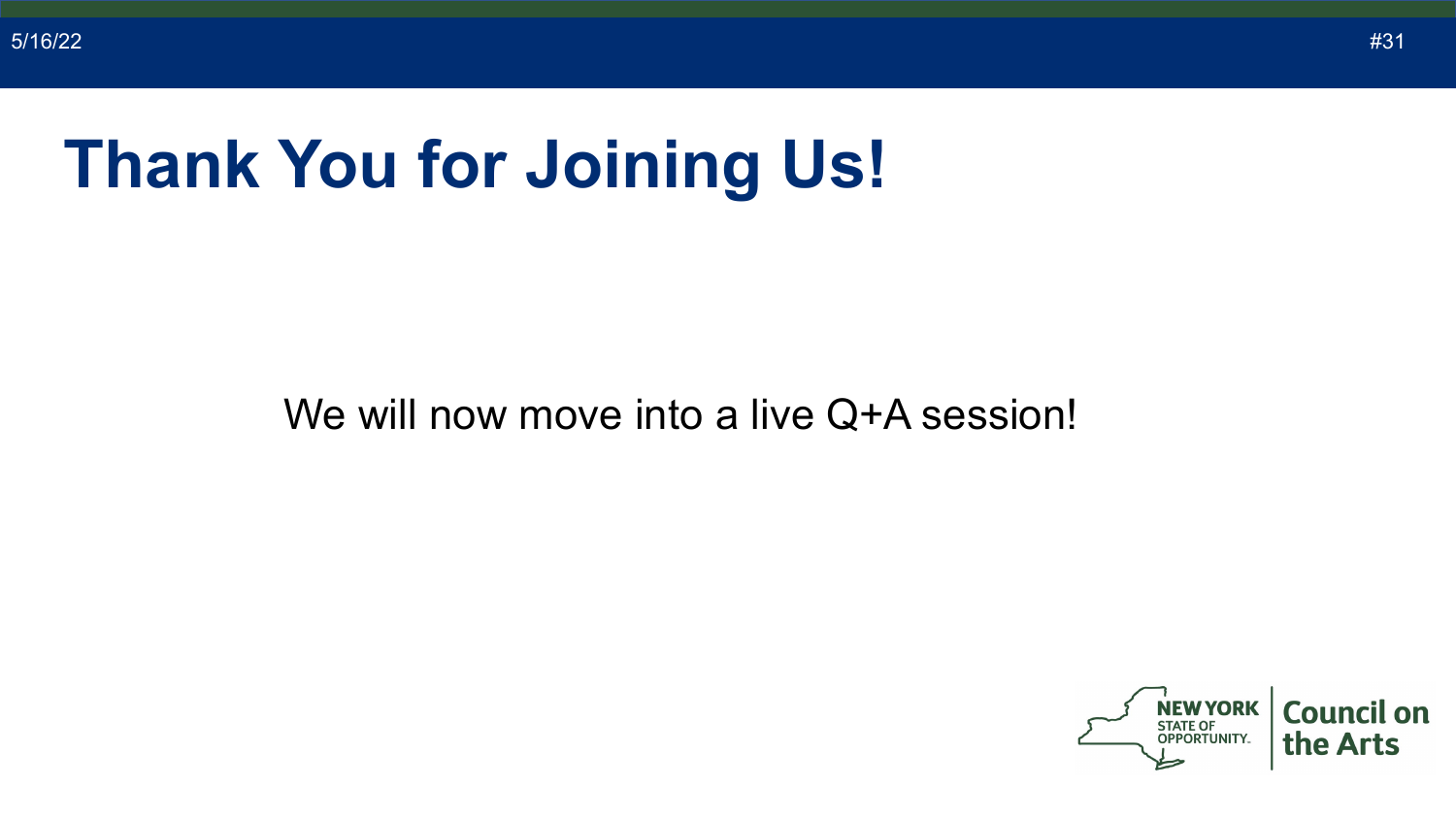# Thank You for Joining Us!

We will now move into a live Q+A session!

NEW YORK STATE OF OPPORTUNITY. | Council on the Arts